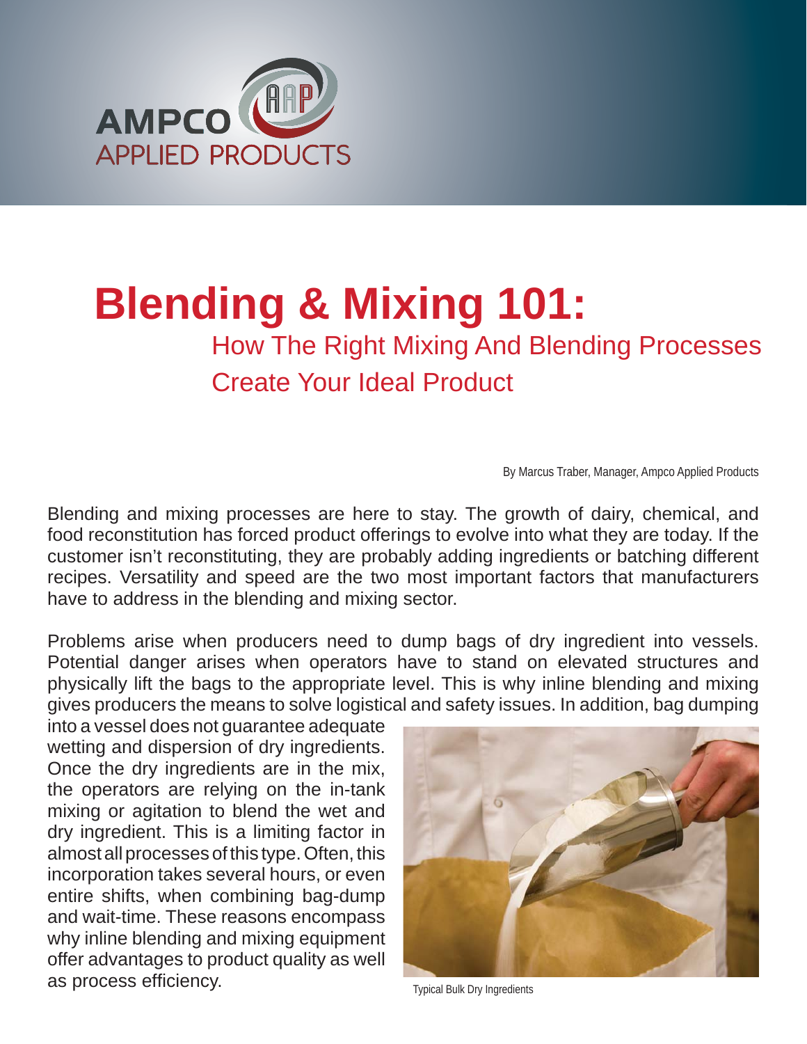AMPCO APPLIED PRODUCTS

# Blending & Mixing 101:

## How The Right Mixing And Blending Processes Create Your Ideal Product

By Marcus Traber, Manager, Ampco Applied Products

Blending and mixing processes are here to stay. The growth of dairy, chemical, and food reconstitution has forced product offerings to evolve into what they are today. If the customer isn't reconstituting, they are probably adding ingredients or batching different recipes. Versatility and speed are the two most important factors that manufacturers have to address in the blending and mixing sector.

Problems arise when producers need to dump bags of dry ingredient into vessels. Potential danger arises when operators have to stand on elevated structures and physically lift the bags to the appropriate level. This is why inline blending and mixing gives producers the means to solve logistical and safety issues. In addition, bag dumping into a vessel does not guarantee adequate wetting and dispersion of dry ingredients. Once the dry ingredients are in the mix, the operators are relying on the in-tank mixing or agitation to blend the wet and dry ingredient. This is a limiting factor in almost all processes of this type. Often, this incorporation takes several hours, or even entire shifts, when combining bag-dump and wait-time. These reasons encompass why inline blending and mixing equipment offer advantages to product quality as well as process efficiency.

Typical Bulk Dry Ingredients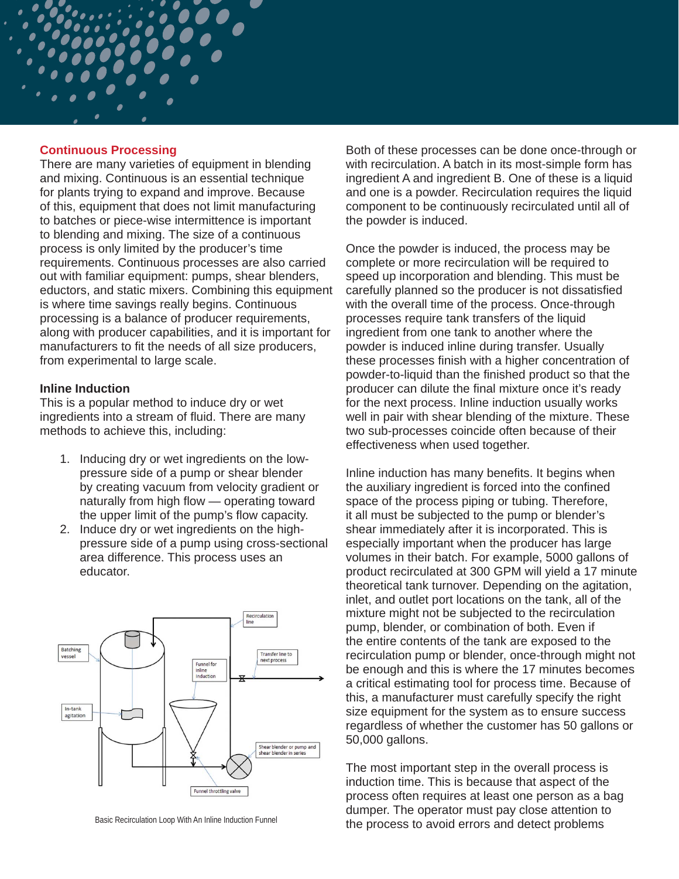## Continuous Processing

There are many varieties of equipment in blending and mixing. Continuous is an essential technique for plants trying to expand and improve. Because of this, equipment that does not limit manufacturing to batches or piece-wise intermittence is important to blending and mixing. The size of a continuous process is only limited by the producer's time requirements. Continuous processes are also carried out with familiar equipment: pumps, shear blenders, eductors, and static mixers. Combining this equipment is where time savings really begins. Continuous processing is a balance of producer requirements, along with producer capabilities, and it is important for manufacturers to fit the needs of all size producers, from experimental to large scale.

### Inline Induction

This is a popular method to induce dry or wet ingredients into a stream of fluid. There are many methods to achieve this, including:

1. Inducing dry or wet ingredients on the low-pressure side of a pump or shear blender by creating vacuum from velocity gradient or naturally from high flow — operating toward the upper limit of the pump's flow capacity.
2. Induce dry or wet ingredients on the high-pressure side of a pump using cross-sectional area difference. This process uses an educator.

Batching vessel

Recirculation line

Transfer line to next process

Funnel for inline induction

In-tank agitation

Shear blender or pump and shear blender in series

Funnel throttling valve

Basic Recirculation Loop With An Inline Induction Funnel

Both of these processes can be done once-through or with recirculation. A batch in its most-simple form has ingredient A and ingredient B. One of these is a liquid and one is a powder. Recirculation requires the liquid component to be continuously recirculated until all of the powder is induced.

Once the powder is induced, the process may be complete or more recirculation will be required to speed up incorporation and blending. This must be carefully planned so the producer is not dissatisfied with the overall time of the process. Once-through processes require tank transfers of the liquid ingredient from one tank to another where the powder is induced inline during transfer. Usually these processes finish with a higher concentration of powder-to-liquid than the finished product so that the producer can dilute the final mixture once it's ready for the next process. Inline induction usually works well in pair with shear blending of the mixture. These two sub-processes coincide often because of their effectiveness when used together.

Inline induction has many benefits. It begins when the auxiliary ingredient is forced into the confined space of the process piping or tubing. Therefore, it all must be subjected to the pump or blender's shear immediately after it is incorporated. This is especially important when the producer has large volumes in their batch. For example, 5000 gallons of product recirculated at 300 GPM will yield a 17 minute theoretical tank turnover. Depending on the agitation, inlet, and outlet port locations on the tank, all of the mixture might not be subjected to the recirculation pump, blender, or combination of both. Even if the entire contents of the tank are exposed to the recirculation pump or blender, once-through might not be enough and this is where the 17 minutes becomes a critical estimating tool for process time. Because of this, a manufacturer must carefully specify the right size equipment for the system as to ensure success regardless of whether the customer has 50 gallons or 50,000 gallons.

The most important step in the overall process is induction time. This is because that aspect of the process often requires at least one person as a bag dumper. The operator must pay close attention to the process to avoid errors and detect problems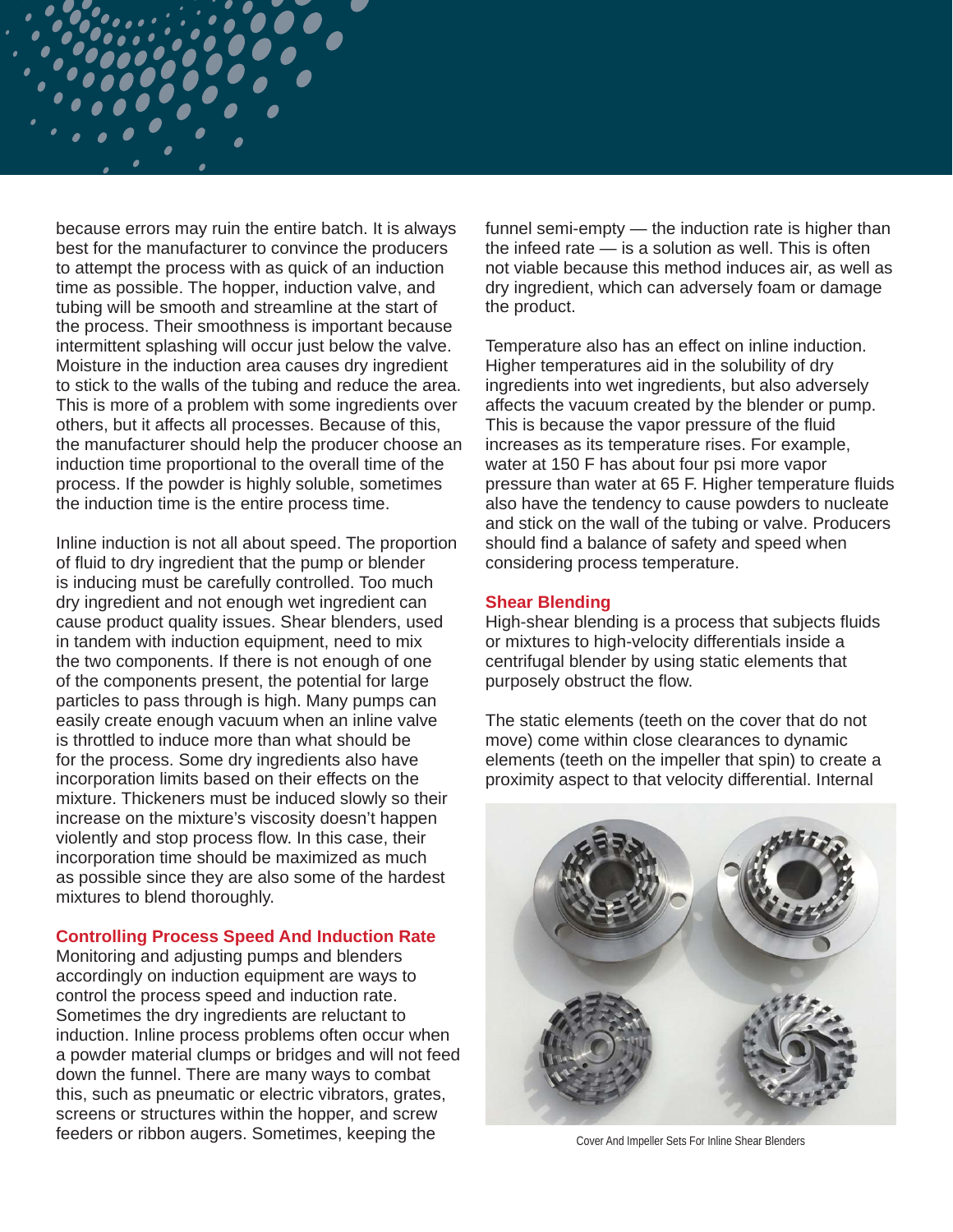because errors may ruin the entire batch. It is always best for the manufacturer to convince the producers to attempt the process with as quick of an induction time as possible. The hopper, induction valve, and tubing will be smooth and streamline at the start of the process. Their smoothness is important because intermittent splashing will occur just below the valve. Moisture in the induction area causes dry ingredient to stick to the walls of the tubing and reduce the area. This is more of a problem with some ingredients over others, but it affects all processes. Because of this, the manufacturer should help the producer choose an induction time proportional to the overall time of the process. If the powder is highly soluble, sometimes the induction time is the entire process time.

Inline induction is not all about speed. The proportion of fluid to dry ingredient that the pump or blender is inducing must be carefully controlled. Too much dry ingredient and not enough wet ingredient can cause product quality issues. Shear blenders, used in tandem with induction equipment, need to mix the two components. If there is not enough of one of the components present, the potential for large particles to pass through is high. Many pumps can easily create enough vacuum when an inline valve is throttled to induce more than what should be for the process. Some dry ingredients also have incorporation limits based on their effects on the mixture. Thickeners must be induced slowly so their increase on the mixture's viscosity doesn't happen violently and stop process flow. In this case, their incorporation time should be maximized as much as possible since they are also some of the hardest mixtures to blend thoroughly.

## Controlling Process Speed And Induction Rate

Monitoring and adjusting pumps and blenders accordingly on induction equipment are ways to control the process speed and induction rate. Sometimes the dry ingredients are reluctant to induction. Inline process problems often occur when a powder material clumps or bridges and will not feed down the funnel. There are many ways to combat this, such as pneumatic or electric vibrators, grates, screens or structures within the hopper, and screw feeders or ribbon augers. Sometimes, keeping the funnel semi-empty — the induction rate is higher than the infeed rate — is a solution as well. This is often not viable because this method induces air, as well as dry ingredient, which can adversely foam or damage the product.

Temperature also has an effect on inline induction. Higher temperatures aid in the solubility of dry ingredients into wet ingredients, but also adversely affects the vacuum created by the blender or pump. This is because the vapor pressure of the fluid increases as its temperature rises. For example, water at 150 F has about four psi more vapor pressure than water at 65 F. Higher temperature fluids also have the tendency to cause powders to nucleate and stick on the wall of the tubing or valve. Producers should find a balance of safety and speed when considering process temperature.

## Shear Blending

High-shear blending is a process that subjects fluids or mixtures to high-velocity differentials inside a centrifugal blender by using static elements that purposely obstruct the flow.

The static elements (teeth on the cover that do not move) come within close clearances to dynamic elements (teeth on the impeller that spin) to create a proximity aspect to that velocity differential. Internal

Cover And Impeller Sets For Inline Shear Blenders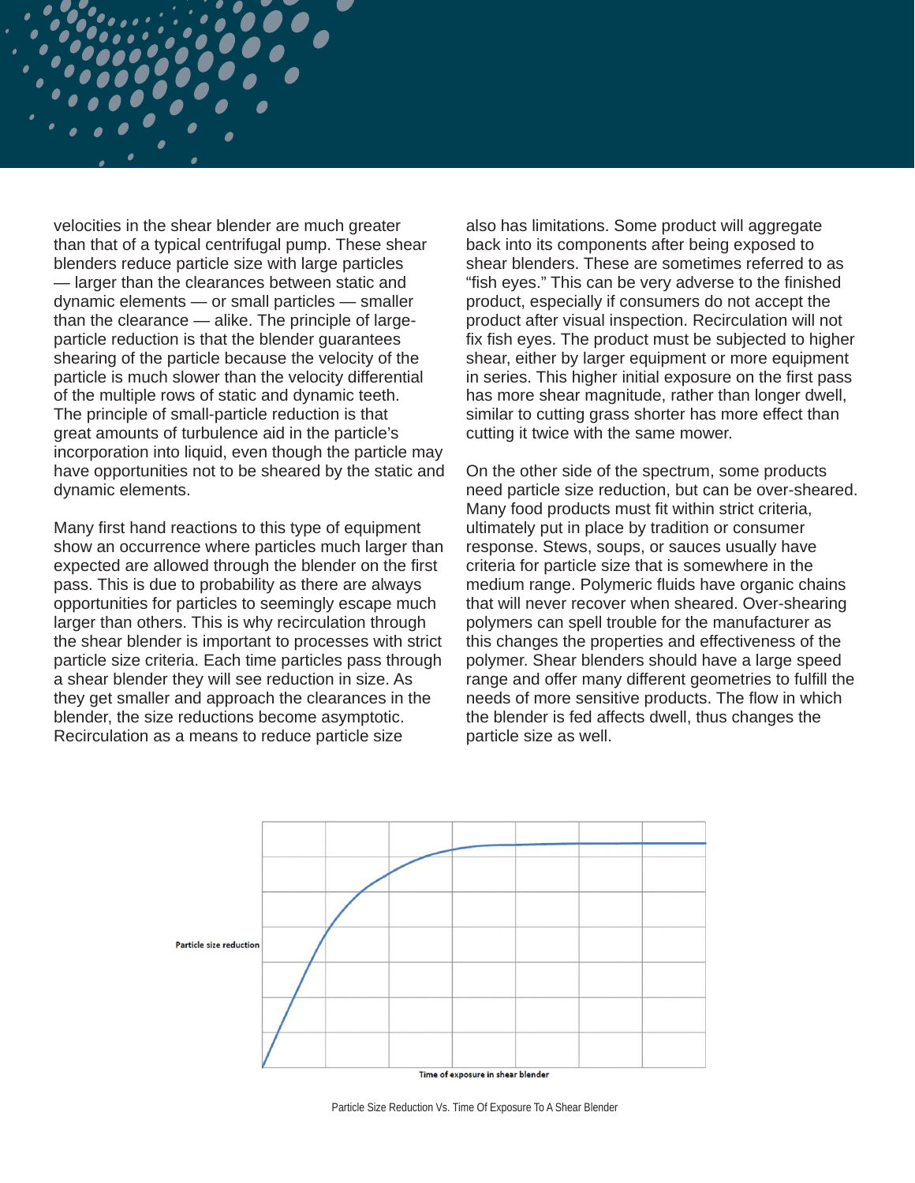velocities in the shear blender are much greater than that of a typical centrifugal pump. These shear blenders reduce particle size with large particles — larger than the clearances between static and dynamic elements — or small particles — smaller than the clearance — alike. The principle of large-particle reduction is that the blender guarantees shearing of the particle because the velocity of the particle is much slower than the velocity differential of the multiple rows of static and dynamic teeth. The principle of small-particle reduction is that great amounts of turbulence aid in the particle's incorporation into liquid, even though the particle may have opportunities not to be sheared by the static and dynamic elements.

Many first hand reactions to this type of equipment show an occurrence where particles much larger than expected are allowed through the blender on the first pass. This is due to probability as there are always opportunities for particles to seemingly escape much larger than others. This is why recirculation through the shear blender is important to processes with strict particle size criteria. Each time particles pass through a shear blender they will see reduction in size. As they get smaller and approach the clearances in the blender, the size reductions become asymptotic. Recirculation as a means to reduce particle size also has limitations. Some product will aggregate back into its components after being exposed to shear blenders. These are sometimes referred to as "fish eyes." This can be very adverse to the finished product, especially if consumers do not accept the product after visual inspection. Recirculation will not fix fish eyes. The product must be subjected to higher shear, either by larger equipment or more equipment in series. This higher initial exposure on the first pass has more shear magnitude, rather than longer dwell, similar to cutting grass shorter has more effect than cutting it twice with the same mower.

On the other side of the spectrum, some products need particle size reduction, but can be over-sheared. Many food products must fit within strict criteria, ultimately put in place by tradition or consumer response. Stews, soups, or sauces usually have criteria for particle size that is somewhere in the medium range. Polymeric fluids have organic chains that will never recover when sheared. Over-shearing polymers can spell trouble for the manufacturer as this changes the properties and effectiveness of the polymer. Shear blenders should have a large speed range and offer many different geometries to fulfill the needs of more sensitive products. The flow in which the blender is fed affects dwell, thus changes the particle size as well.

Particle size reduction

Time of exposure in shear blender

Particle Size Reduction Vs. Time Of Exposure To A Shear Blender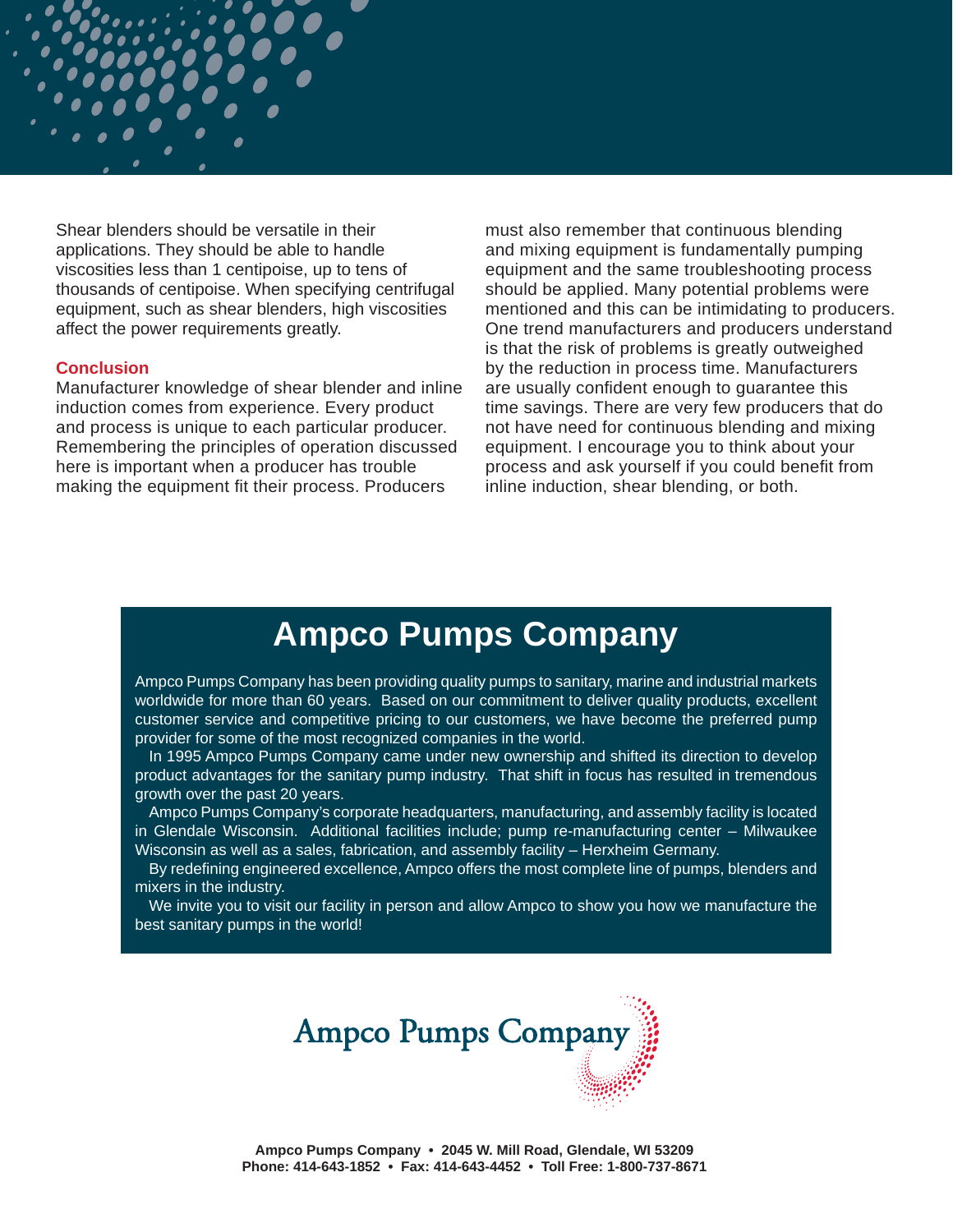Shear blenders should be versatile in their applications. They should be able to handle viscosities less than 1 centipoise, up to tens of thousands of centipoise. When specifying centrifugal equipment, such as shear blenders, high viscosities affect the power requirements greatly.

## Conclusion

Manufacturer knowledge of shear blender and inline induction comes from experience. Every product and process is unique to each particular producer. Remembering the principles of operation discussed here is important when a producer has trouble making the equipment fit their process. Producers must also remember that continuous blending and mixing equipment is fundamentally pumping equipment and the same troubleshooting process should be applied. Many potential problems were mentioned and this can be intimidating to producers. One trend manufacturers and producers understand is that the risk of problems is greatly outweighed by the reduction in process time. Manufacturers are usually confident enough to guarantee this time savings. There are very few producers that do not have need for continuous blending and mixing equipment. I encourage you to think about your process and ask yourself if you could benefit from inline induction, shear blending, or both.

## Ampco Pumps Company

Ampco Pumps Company has been providing quality pumps to sanitary, marine and industrial markets worldwide for more than 60 years. Based on our commitment to deliver quality products, excellent customer service and competitive pricing to our customers, we have become the preferred pump provider for some of the most recognized companies in the world.

In 1995 Ampco Pumps Company came under new ownership and shifted its direction to develop product advantages for the sanitary pump industry. That shift in focus has resulted in tremendous growth over the past 20 years.

Ampco Pumps Company's corporate headquarters, manufacturing, and assembly facility is located in Glendale Wisconsin. Additional facilities include; pump re-manufacturing center – Milwaukee Wisconsin as well as a sales, fabrication, and assembly facility – Herxheim Germany.

By redefining engineered excellence, Ampco offers the most complete line of pumps, blenders and mixers in the industry.

We invite you to visit our facility in person and allow Ampco to show you how we manufacture the best sanitary pumps in the world!

Ampco Pumps Company

**Ampco Pumps Company • 2045 W. Mill Road, Glendale, WI 53209**
**Phone: 414-643-1852 • Fax: 414-643-4452 • Toll Free: 1-800-737-8671**